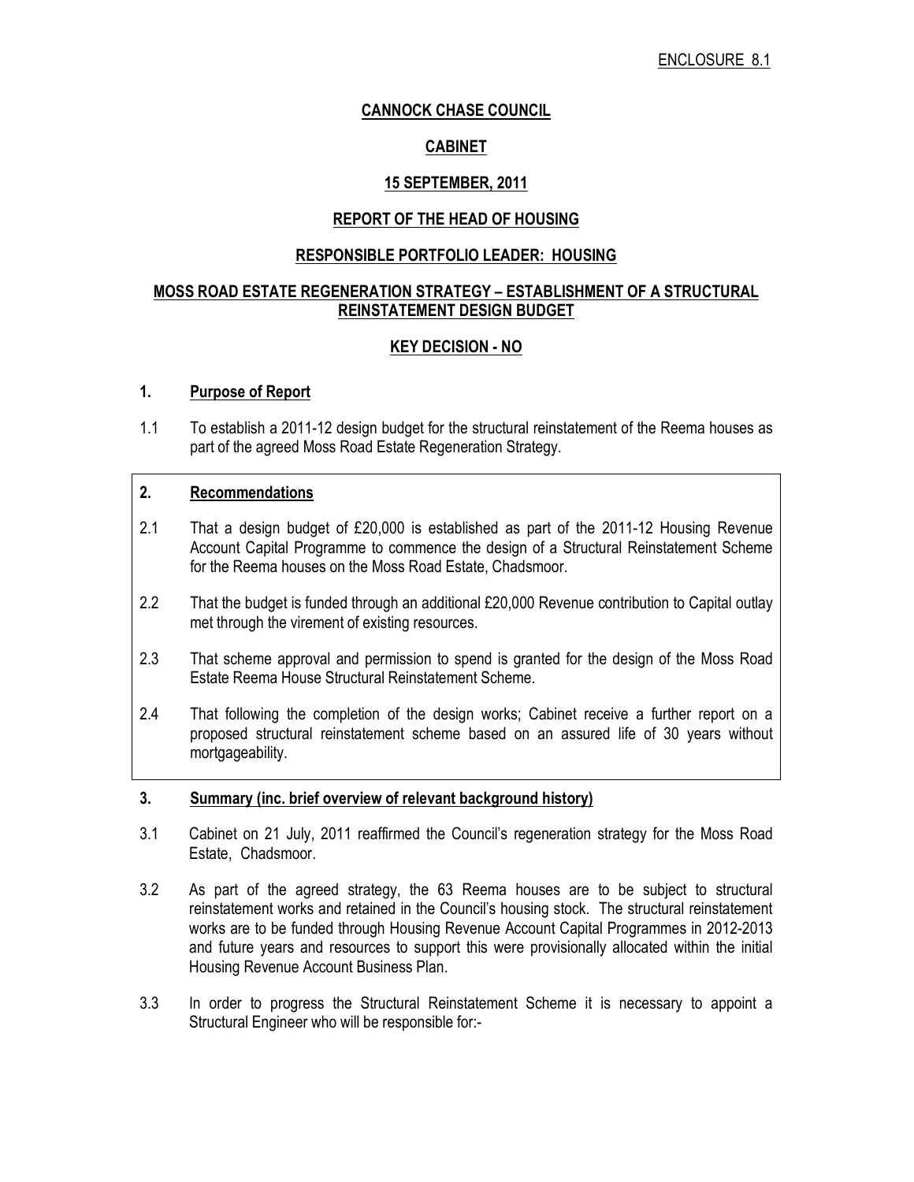ENCLOSURE 8.1

**CANNOCK CHASE COUNCIL**

**CABINET**

**15 SEPTEMBER, 2011**

**REPORT OF THE HEAD OF HOUSING**

**RESPONSIBLE PORTFOLIO LEADER: HOUSING**

# MOSS ROAD ESTATE REGENERATION STRATEGY – ESTABLISHMENT OF A STRUCTURAL REINSTATEMENT DESIGN BUDGET

**KEY DECISION - NO**

## 1. Purpose of Report

1.1 To establish a 2011-12 design budget for the structural reinstatement of the Reema houses as part of the agreed Moss Road Estate Regeneration Strategy.

## 2. Recommendations

2.1 That a design budget of £20,000 is established as part of the 2011-12 Housing Revenue Account Capital Programme to commence the design of a Structural Reinstatement Scheme for the Reema houses on the Moss Road Estate, Chadsmoor.

2.2 That the budget is funded through an additional £20,000 Revenue contribution to Capital outlay met through the virement of existing resources.

2.3 That scheme approval and permission to spend is granted for the design of the Moss Road Estate Reema House Structural Reinstatement Scheme.

2.4 That following the completion of the design works; Cabinet receive a further report on a proposed structural reinstatement scheme based on an assured life of 30 years without mortgageability.

## 3. Summary (inc. brief overview of relevant background history)

3.1 Cabinet on 21 July, 2011 reaffirmed the Council's regeneration strategy for the Moss Road Estate, Chadsmoor.

3.2 As part of the agreed strategy, the 63 Reema houses are to be subject to structural reinstatement works and retained in the Council's housing stock. The structural reinstatement works are to be funded through Housing Revenue Account Capital Programmes in 2012-2013 and future years and resources to support this were provisionally allocated within the initial Housing Revenue Account Business Plan.

3.3 In order to progress the Structural Reinstatement Scheme it is necessary to appoint a Structural Engineer who will be responsible for:-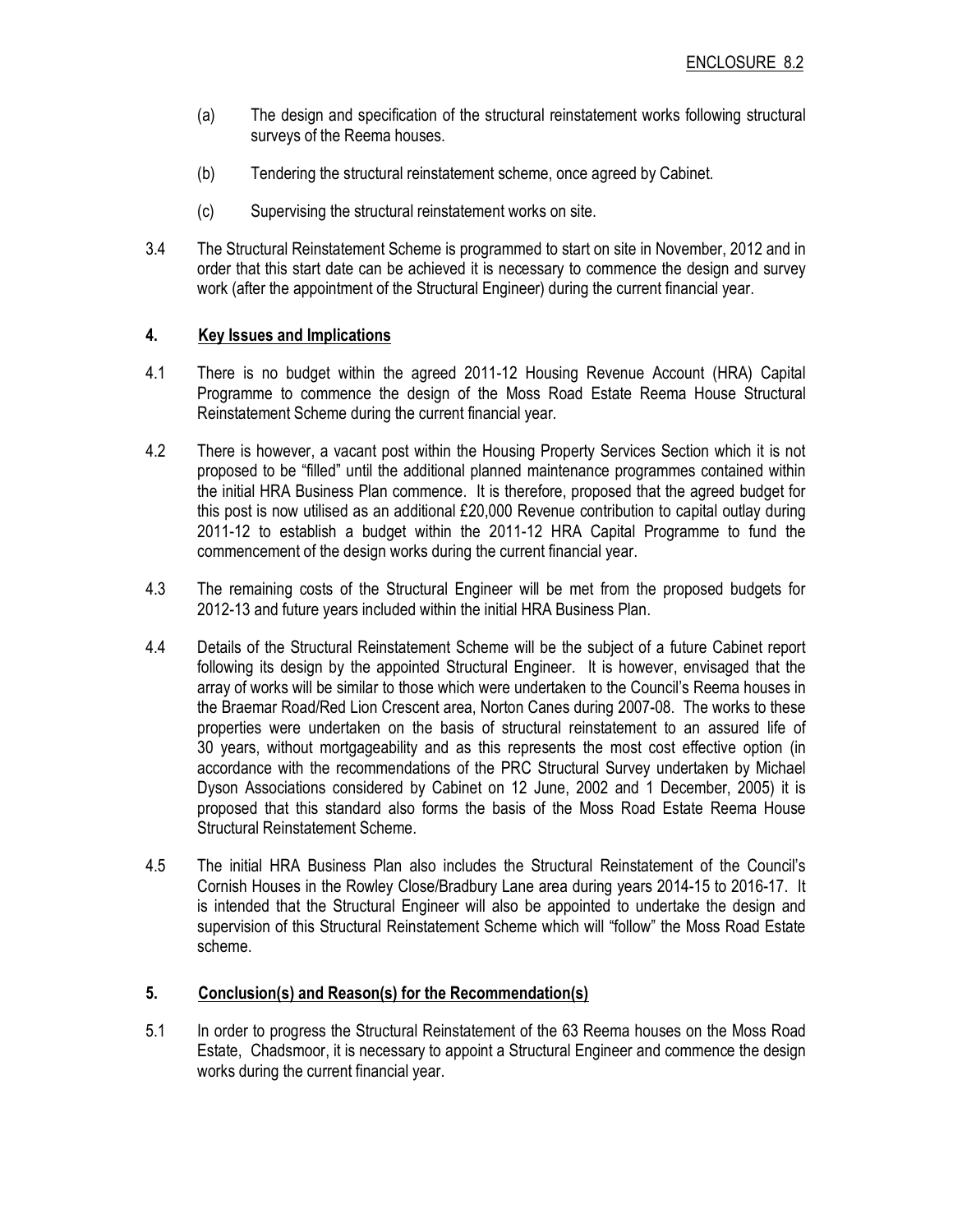ENCLOSURE 8.2

(a) The design and specification of the structural reinstatement works following structural surveys of the Reema houses.

(b) Tendering the structural reinstatement scheme, once agreed by Cabinet.

(c) Supervising the structural reinstatement works on site.

3.4 The Structural Reinstatement Scheme is programmed to start on site in November, 2012 and in order that this start date can be achieved it is necessary to commence the design and survey work (after the appointment of the Structural Engineer) during the current financial year.

## 4. Key Issues and Implications

4.1 There is no budget within the agreed 2011-12 Housing Revenue Account (HRA) Capital Programme to commence the design of the Moss Road Estate Reema House Structural Reinstatement Scheme during the current financial year.

4.2 There is however, a vacant post within the Housing Property Services Section which it is not proposed to be "filled" until the additional planned maintenance programmes contained within the initial HRA Business Plan commence. It is therefore, proposed that the agreed budget for this post is now utilised as an additional £20,000 Revenue contribution to capital outlay during 2011-12 to establish a budget within the 2011-12 HRA Capital Programme to fund the commencement of the design works during the current financial year.

4.3 The remaining costs of the Structural Engineer will be met from the proposed budgets for 2012-13 and future years included within the initial HRA Business Plan.

4.4 Details of the Structural Reinstatement Scheme will be the subject of a future Cabinet report following its design by the appointed Structural Engineer. It is however, envisaged that the array of works will be similar to those which were undertaken to the Council's Reema houses in the Braemar Road/Red Lion Crescent area, Norton Canes during 2007-08. The works to these properties were undertaken on the basis of structural reinstatement to an assured life of 30 years, without mortgageability and as this represents the most cost effective option (in accordance with the recommendations of the PRC Structural Survey undertaken by Michael Dyson Associations considered by Cabinet on 12 June, 2002 and 1 December, 2005) it is proposed that this standard also forms the basis of the Moss Road Estate Reema House Structural Reinstatement Scheme.

4.5 The initial HRA Business Plan also includes the Structural Reinstatement of the Council's Cornish Houses in the Rowley Close/Bradbury Lane area during years 2014-15 to 2016-17. It is intended that the Structural Engineer will also be appointed to undertake the design and supervision of this Structural Reinstatement Scheme which will "follow" the Moss Road Estate scheme.

## 5. Conclusion(s) and Reason(s) for the Recommendation(s)

5.1 In order to progress the Structural Reinstatement of the 63 Reema houses on the Moss Road Estate, Chadsmoor, it is necessary to appoint a Structural Engineer and commence the design works during the current financial year.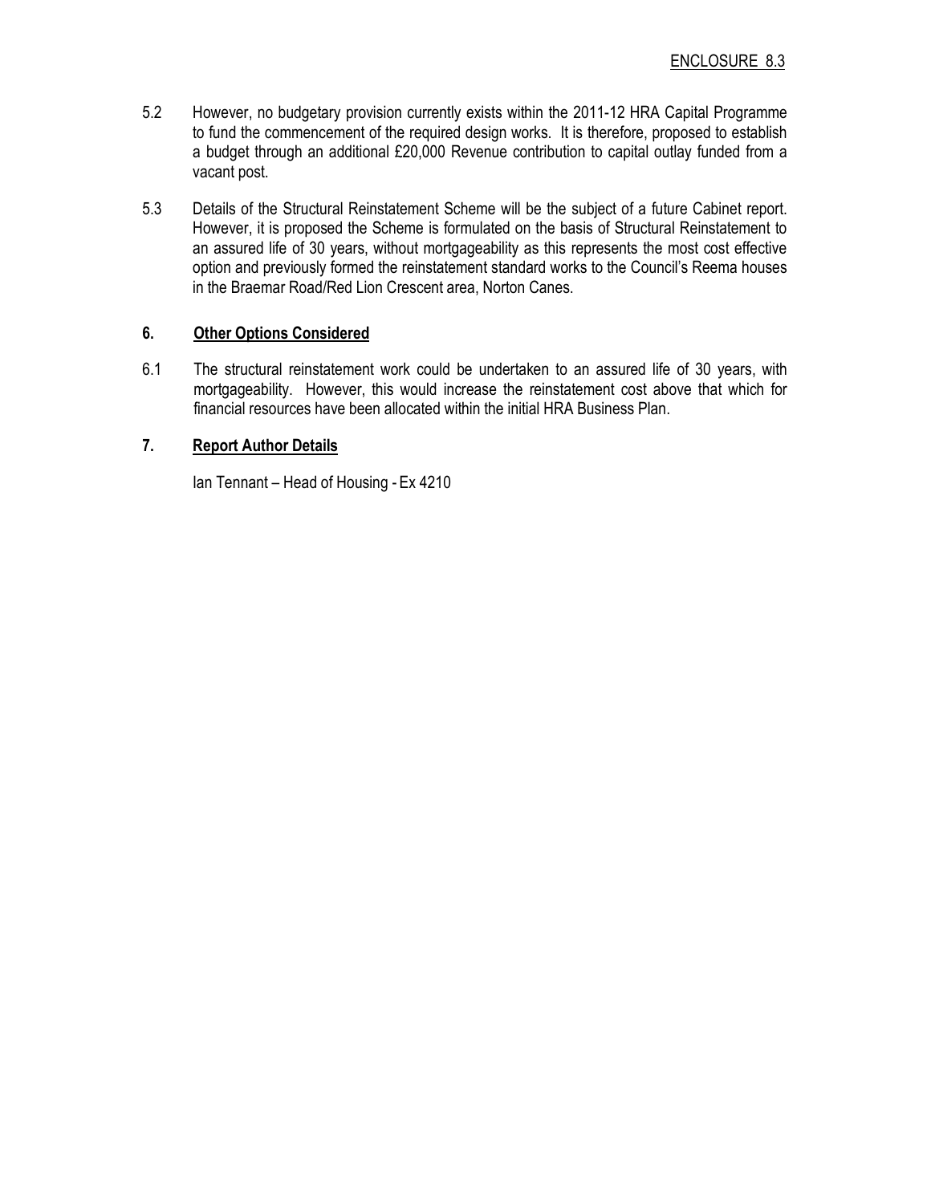ENCLOSURE 8.3

5.2 However, no budgetary provision currently exists within the 2011-12 HRA Capital Programme to fund the commencement of the required design works. It is therefore, proposed to establish a budget through an additional £20,000 Revenue contribution to capital outlay funded from a vacant post.

5.3 Details of the Structural Reinstatement Scheme will be the subject of a future Cabinet report. However, it is proposed the Scheme is formulated on the basis of Structural Reinstatement to an assured life of 30 years, without mortgageability as this represents the most cost effective option and previously formed the reinstatement standard works to the Council's Reema houses in the Braemar Road/Red Lion Crescent area, Norton Canes.

## 6. Other Options Considered

6.1 The structural reinstatement work could be undertaken to an assured life of 30 years, with mortgageability. However, this would increase the reinstatement cost above that which for financial resources have been allocated within the initial HRA Business Plan.

## 7. Report Author Details

Ian Tennant – Head of Housing - Ex 4210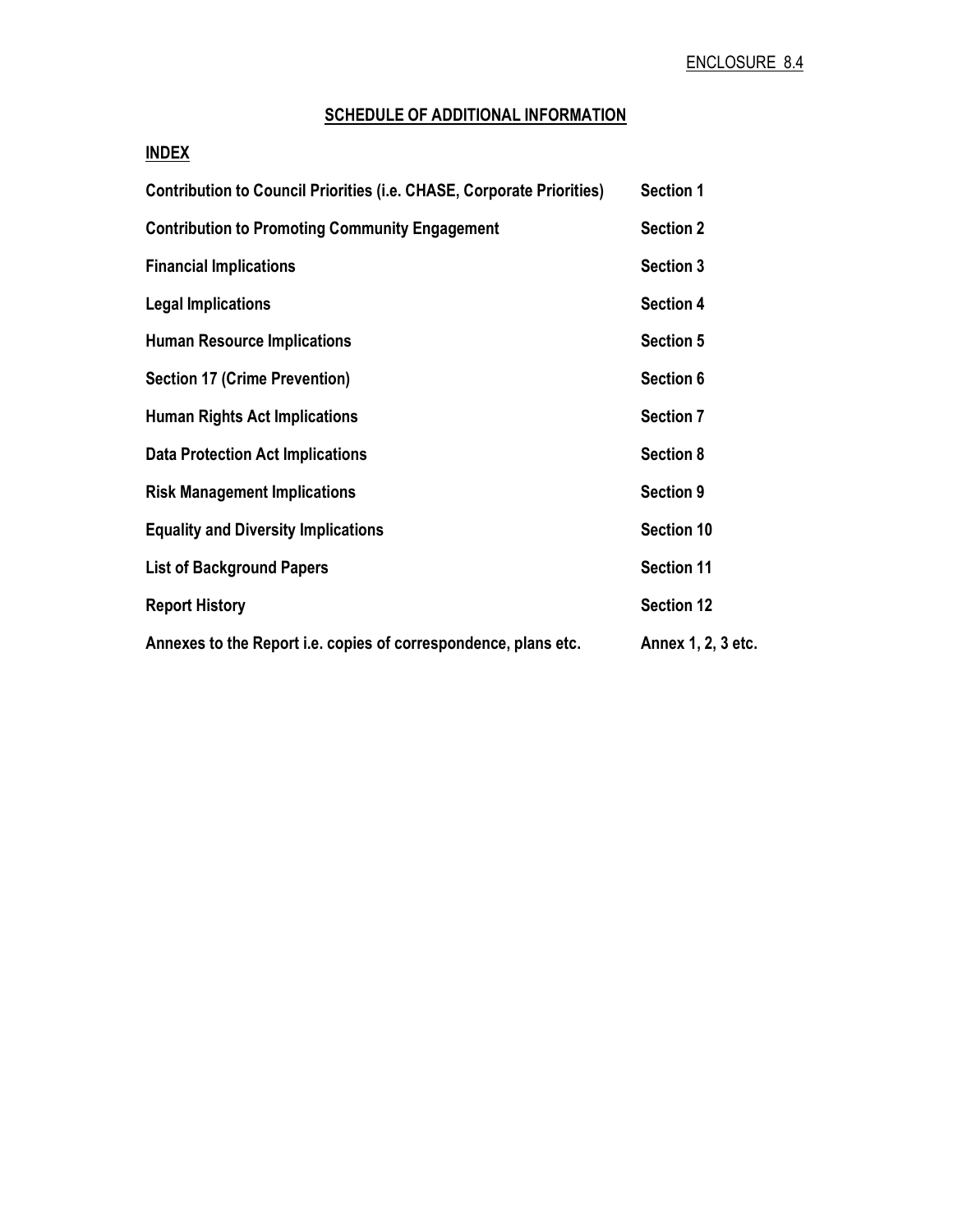ENCLOSURE 8.4

## SCHEDULE OF ADDITIONAL INFORMATION

### INDEX

| | |
|---|---|
| **Contribution to Council Priorities (i.e. CHASE, Corporate Priorities)** | **Section 1** |
| **Contribution to Promoting Community Engagement** | **Section 2** |
| **Financial Implications** | **Section 3** |
| **Legal Implications** | **Section 4** |
| **Human Resource Implications** | **Section 5** |
| **Section 17 (Crime Prevention)** | **Section 6** |
| **Human Rights Act Implications** | **Section 7** |
| **Data Protection Act Implications** | **Section 8** |
| **Risk Management Implications** | **Section 9** |
| **Equality and Diversity Implications** | **Section 10** |
| **List of Background Papers** | **Section 11** |
| **Report History** | **Section 12** |
| **Annexes to the Report i.e. copies of correspondence, plans etc.** | **Annex 1, 2, 3 etc.** |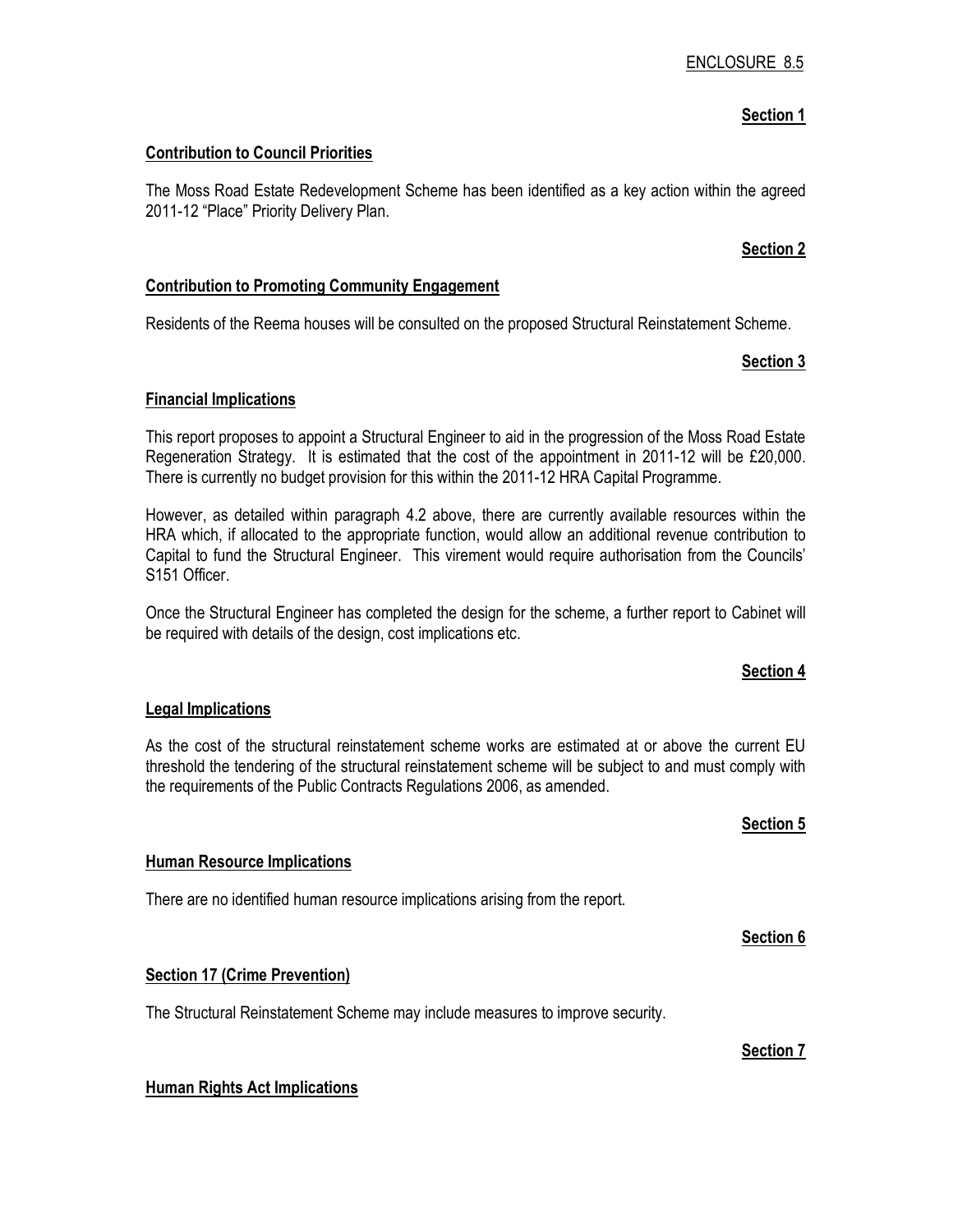ENCLOSURE 8.5

**Section 1**

**Contribution to Council Priorities**

The Moss Road Estate Redevelopment Scheme has been identified as a key action within the agreed 2011-12 "Place" Priority Delivery Plan.

**Section 2**

**Contribution to Promoting Community Engagement**

Residents of the Reema houses will be consulted on the proposed Structural Reinstatement Scheme.

**Section 3**

**Financial Implications**

This report proposes to appoint a Structural Engineer to aid in the progression of the Moss Road Estate Regeneration Strategy. It is estimated that the cost of the appointment in 2011-12 will be £20,000. There is currently no budget provision for this within the 2011-12 HRA Capital Programme.

However, as detailed within paragraph 4.2 above, there are currently available resources within the HRA which, if allocated to the appropriate function, would allow an additional revenue contribution to Capital to fund the Structural Engineer. This virement would require authorisation from the Councils' S151 Officer.

Once the Structural Engineer has completed the design for the scheme, a further report to Cabinet will be required with details of the design, cost implications etc.

**Section 4**

**Legal Implications**

As the cost of the structural reinstatement scheme works are estimated at or above the current EU threshold the tendering of the structural reinstatement scheme will be subject to and must comply with the requirements of the Public Contracts Regulations 2006, as amended.

**Section 5**

**Human Resource Implications**

There are no identified human resource implications arising from the report.

**Section 6**

**Section 17 (Crime Prevention)**

The Structural Reinstatement Scheme may include measures to improve security.

**Section 7**

**Human Rights Act Implications**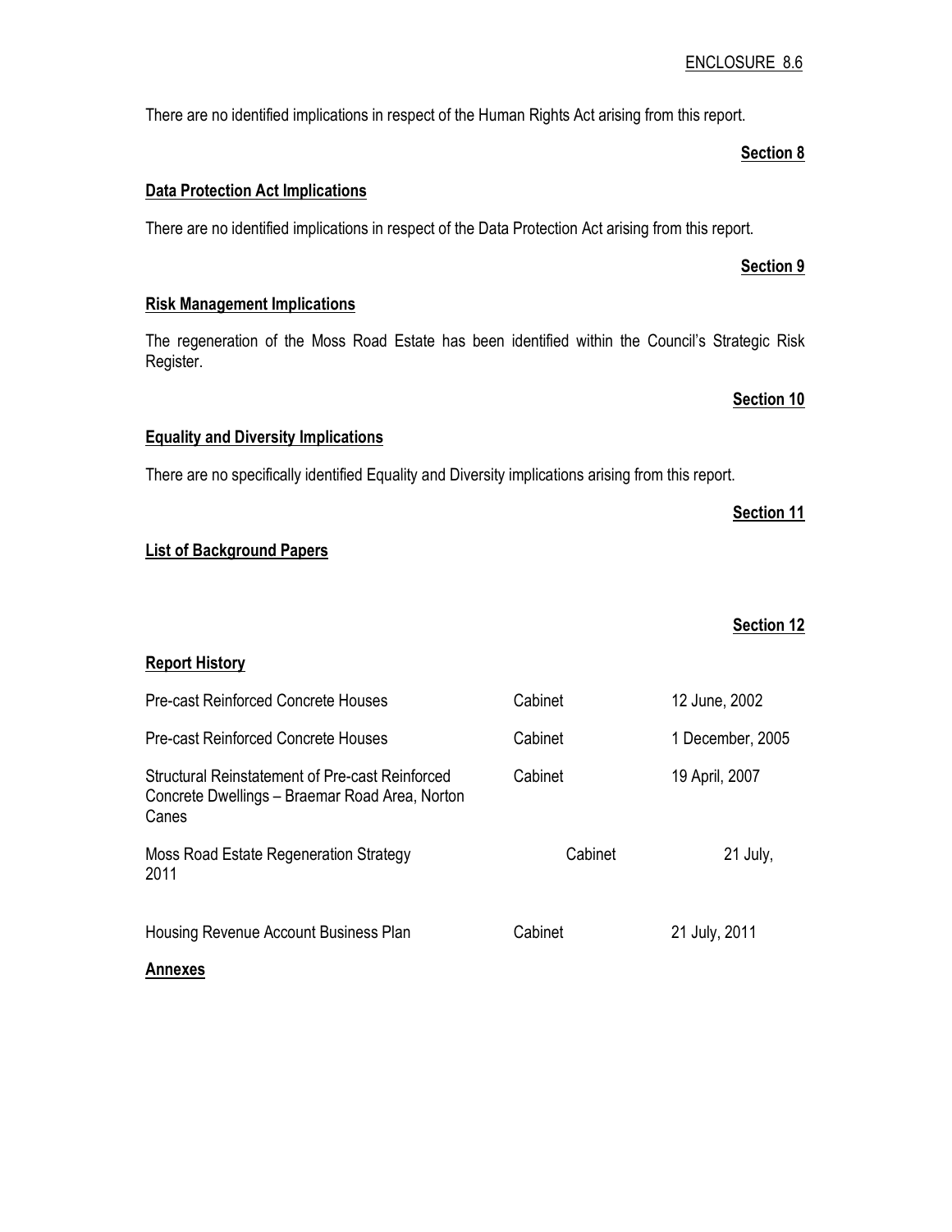ENCLOSURE 8.6

There are no identified implications in respect of the Human Rights Act arising from this report.

**Section 8**

**Data Protection Act Implications**

There are no identified implications in respect of the Data Protection Act arising from this report.

**Section 9**

**Risk Management Implications**

The regeneration of the Moss Road Estate has been identified within the Council's Strategic Risk Register.

**Section 10**

**Equality and Diversity Implications**

There are no specifically identified Equality and Diversity implications arising from this report.

**Section 11**

**List of Background Papers**

**Section 12**

**Report History**

| | | |
|---|---|---|
| Pre-cast Reinforced Concrete Houses | Cabinet | 12 June, 2002 |
| Pre-cast Reinforced Concrete Houses | Cabinet | 1 December, 2005 |
| Structural Reinstatement of Pre-cast Reinforced Concrete Dwellings – Braemar Road Area, Norton Canes | Cabinet | 19 April, 2007 |
| Moss Road Estate Regeneration Strategy 2011 | Cabinet | 21 July, |
| Housing Revenue Account Business Plan | Cabinet | 21 July, 2011 |

**Annexes**